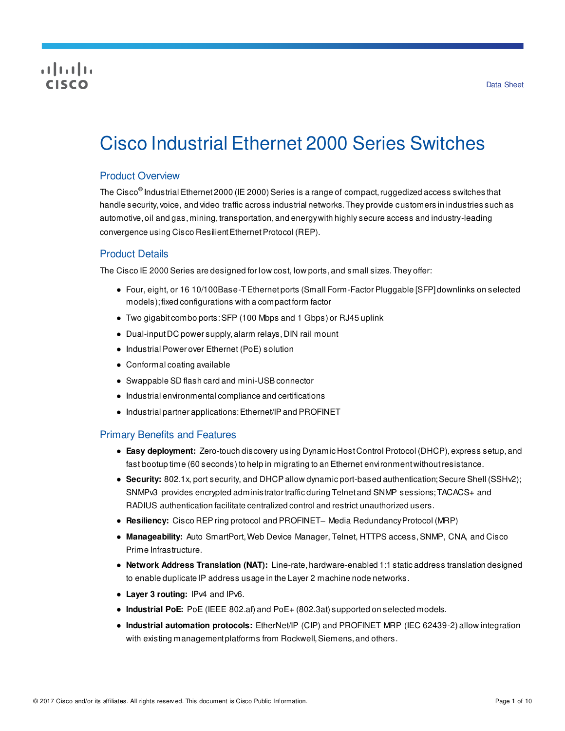Data Sheet

# Cisco Industrial Ethernet 2000 Series Switches

## Product Overview

The Cisco® Industrial Ethernet 2000 (IE 2000) Series is a range of compact, ruggedized access switches that handle security, voice, and video traffic across industrial networks. They provide customers in industries such as automotive, oil and gas, mining, transportation, and energy with highly secure access and industry-leading convergence using Cisco Resilient Ethernet Protocol (REP).

## Product Details

The Cisco IE 2000 Series are designed for low cost, low ports, and small sizes. They offer:

- Four, eight, or 16 10/100Base-T Ethernet ports (Small Form-Factor Pluggable [SFP] downlinks on selected models); fixed configurations with a compact form factor
- Two gigabit combo ports: SFP (100 Mbps and 1 Gbps) or RJ45 uplink
- Dual-input DC power supply, alarm relays, DIN rail mount
- Industrial Power over Ethernet (PoE) solution
- Conformal coating available
- Swappable SD flash card and mini-USB connector
- Industrial environmental compliance and certifications
- Industrial partner applications: Ethernet/IP and PROFINET

## Primary Benefits and Features

- **Easy deployment:** Zero-touch discovery using Dynamic Host Control Protocol (DHCP), express setup, and fast bootup time (60 seconds) to help in migrating to an Ethernet environment without resistance.
- **Security:** 802.1x, port security, and DHCP allow dynamic port-based authentication; Secure Shell (SSHv2); SNMPv3 provides encrypted administrator traffic during Telnet and SNMP sessions; TACACS+ and RADIUS authentication facilitate centralized control and restrict unauthorized users.
- **Resiliency:** Cisco REP ring protocol and PROFINET– Media Redundancy Protocol (MRP)
- **Manageability:** Auto SmartPort, Web Device Manager, Telnet, HTTPS access, SNMP, CNA, and Cisco Prime Infrastructure.
- **Network Address Translation (NAT):** Line-rate, hardware-enabled 1:1 static address translation designed to enable duplicate IP address usage in the Layer 2 machine node networks.
- **Layer 3 routing:** IPv4 and IPv6.
- **Industrial PoE:** PoE (IEEE 802.af) and PoE+ (802.3at) supported on selected models.
- **Industrial automation protocols:** EtherNet/IP (CIP) and PROFINET MRP (IEC 62439-2) allow integration with existing management platforms from Rockwell, Siemens, and others.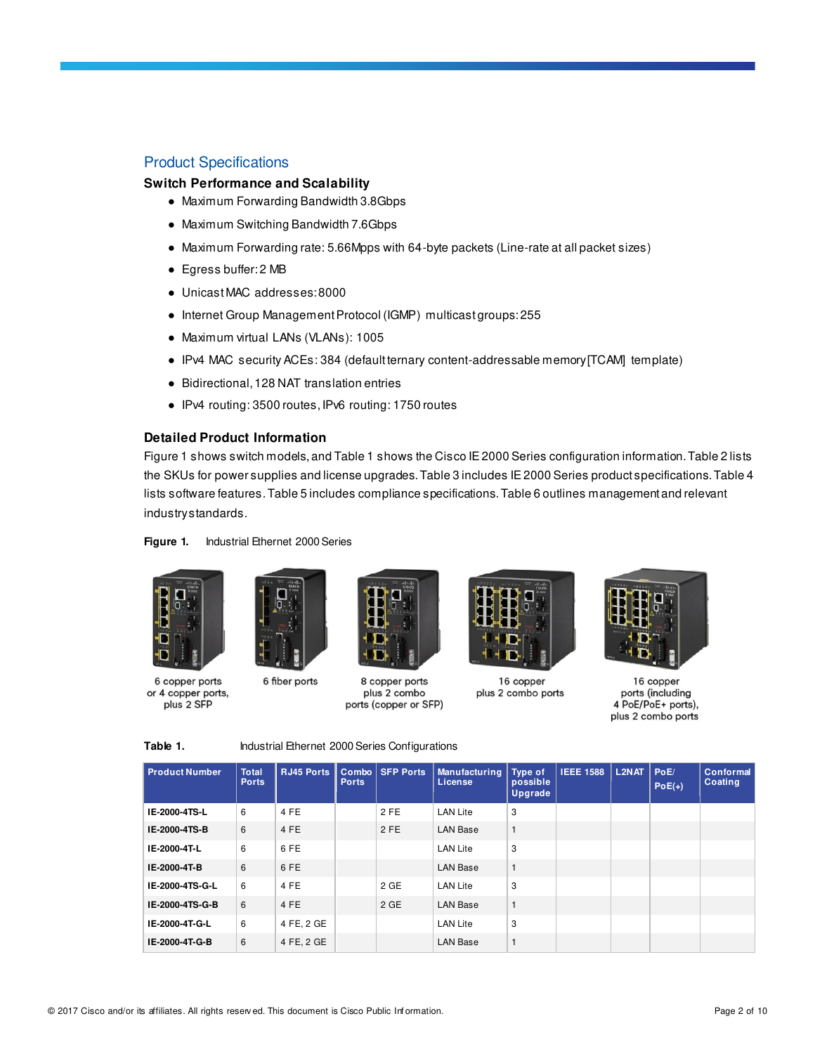## Product Specifications

### Switch Performance and Scalability

- Maximum Forwarding Bandwidth 3.8Gbps
- Maximum Switching Bandwidth 7.6Gbps
- Maximum Forwarding rate: 5.66Mpps with 64-byte packets (Line-rate at all packet sizes)
- Egress buffer: 2 MB
- Unicast MAC addresses: 8000
- Internet Group Management Protocol (IGMP) multicast groups: 255
- Maximum virtual LANs (VLANs): 1005
- IPv4 MAC security ACEs: 384 (default ternary content-addressable memory [TCAM] template)
- Bidirectional, 128 NAT translation entries
- IPv4 routing: 3500 routes, IPv6 routing: 1750 routes

### Detailed Product Information

Figure 1 shows switch models, and Table 1 shows the Cisco IE 2000 Series configuration information. Table 2 lists the SKUs for power supplies and license upgrades. Table 3 includes IE 2000 Series product specifications. Table 4 lists software features. Table 5 includes compliance specifications. Table 6 outlines management and relevant industry standards.

**Figure 1.** Industrial Ethernet 2000 Series

6 copper ports or 4 copper ports, plus 2 SFP | 6 fiber ports | 8 copper ports plus 2 combo ports (copper or SFP) | 16 copper plus 2 combo ports | 16 copper ports (including 4 PoE/PoE+ ports), plus 2 combo ports

**Table 1.** Industrial Ethernet 2000 Series Configurations

| Product Number | Total Ports | RJ45 Ports | Combo Ports | SFP Ports | Manufacturing License | Type of possible Upgrade | IEEE 1588 | L2NAT | PoE/ PoE(+) | Conformal Coating |
|---|---|---|---|---|---|---|---|---|---|---|
| **IE-2000-4TS-L** | 6 | 4 FE | | 2 FE | LAN Lite | 3 | | | | |
| **IE-2000-4TS-B** | 6 | 4 FE | | 2 FE | LAN Base | 1 | | | | |
| **IE-2000-4T-L** | 6 | 6 FE | | | LAN Lite | 3 | | | | |
| **IE-2000-4T-B** | 6 | 6 FE | | | LAN Base | 1 | | | | |
| **IE-2000-4TS-G-L** | 6 | 4 FE | | 2 GE | LAN Lite | 3 | | | | |
| **IE-2000-4TS-G-B** | 6 | 4 FE | | 2 GE | LAN Base | 1 | | | | |
| **IE-2000-4T-G-L** | 6 | 4 FE, 2 GE | | | LAN Lite | 3 | | | | |
| **IE-2000-4T-G-B** | 6 | 4 FE, 2 GE | | | LAN Base | 1 | | | | |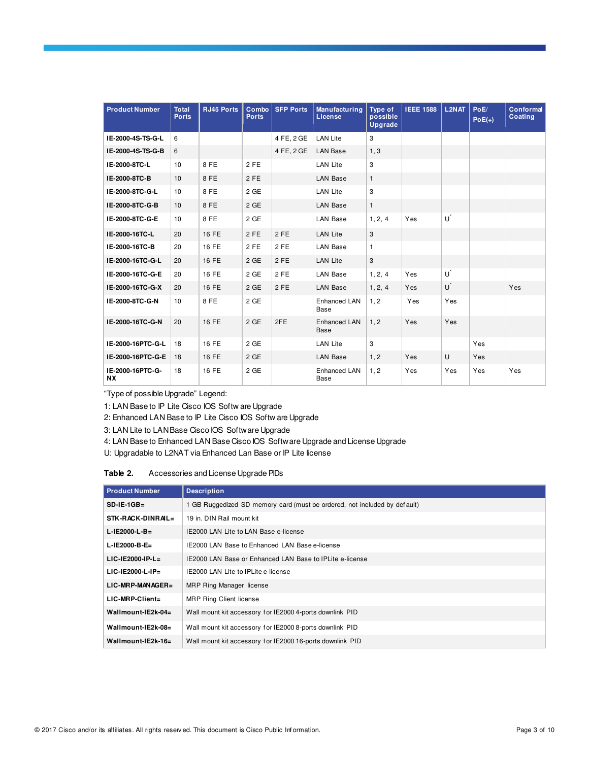| Product Number | Total Ports | RJ45 Ports | Combo Ports | SFP Ports | Manufacturing License | Type of possible Upgrade | IEEE 1588 | L2NAT | PoE/ PoE(+) | Conformal Coating |
|---|---|---|---|---|---|---|---|---|---|---|
| IE-2000-4S-TS-G-L | 6 | | | 4 FE, 2 GE | LAN Lite | 3 | | | | |
| IE-2000-4S-TS-G-B | 6 | | | 4 FE, 2 GE | LAN Base | 1, 3 | | | | |
| IE-2000-8TC-L | 10 | 8 FE | 2 FE | | LAN Lite | 3 | | | | |
| IE-2000-8TC-B | 10 | 8 FE | 2 FE | | LAN Base | 1 | | | | |
| IE-2000-8TC-G-L | 10 | 8 FE | 2 GE | | LAN Lite | 3 | | | | |
| IE-2000-8TC-G-B | 10 | 8 FE | 2 GE | | LAN Base | 1 | | | | |
| IE-2000-8TC-G-E | 10 | 8 FE | 2 GE | | LAN Base | 1, 2, 4 | Yes | U* | | |
| IE-2000-16TC-L | 20 | 16 FE | 2 FE | 2 FE | LAN Lite | 3 | | | | |
| IE-2000-16TC-B | 20 | 16 FE | 2 FE | 2 FE | LAN Base | 1 | | | | |
| IE-2000-16TC-G-L | 20 | 16 FE | 2 GE | 2 FE | LAN Lite | 3 | | | | |
| IE-2000-16TC-G-E | 20 | 16 FE | 2 GE | 2 FE | LAN Base | 1, 2, 4 | Yes | U* | | |
| IE-2000-16TC-G-X | 20 | 16 FE | 2 GE | 2 FE | LAN Base | 1, 2, 4 | Yes | U* | | Yes |
| IE-2000-8TC-G-N | 10 | 8 FE | 2 GE | | Enhanced LAN Base | 1, 2 | Yes | Yes | | |
| IE-2000-16TC-G-N | 20 | 16 FE | 2 GE | 2FE | Enhanced LAN Base | 1, 2 | Yes | Yes | | |
| IE-2000-16PTC-G-L | 18 | 16 FE | 2 GE | | LAN Lite | 3 | | | Yes | |
| IE-2000-16PTC-G-E | 18 | 16 FE | 2 GE | | LAN Base | 1, 2 | Yes | U | Yes | |
| IE-2000-16PTC-G-NX | 18 | 16 FE | 2 GE | | Enhanced LAN Base | 1, 2 | Yes | Yes | Yes | Yes |

"Type of possible Upgrade" Legend:

1: LAN Base to IP Lite Cisco IOS Software Upgrade

2: Enhanced LAN Base to IP Lite Cisco IOS Software Upgrade

3: LAN Lite to LAN Base Cisco IOS Software Upgrade

4: LAN Base to Enhanced LAN Base Cisco IOS Software Upgrade and License Upgrade

U: Upgradable to L2NAT via Enhanced Lan Base or IP Lite license

**Table 2.** Accessories and License Upgrade PIDs

| Product Number | Description |
|---|---|
| SD-IE-1GB= | 1 GB Ruggedized SD memory card (must be ordered, not included by default) |
| STK-RACK-DINRAIL= | 19 in. DIN Rail mount kit |
| L-IE2000-L-B= | IE2000 LAN Lite to LAN Base e-license |
| L-IE2000-B-E= | IE2000 LAN Base to Enhanced LAN Base e-license |
| LIC-IE2000-IP-L= | IE2000 LAN Base or Enhanced LAN Base to IPLite e-license |
| LIC-IE2000-L-IP= | IE2000 LAN Lite to IPLite e-license |
| LIC-MRP-MANAGER= | MRP Ring Manager license |
| LIC-MRP-Client= | MRP Ring Client license |
| Wallmount-IE2k-04= | Wall mount kit accessory for IE2000 4-ports downlink PID |
| Wallmount-IE2k-08= | Wall mount kit accessory for IE2000 8-ports downlink PID |
| Wallmount-IE2k-16= | Wall mount kit accessory for IE2000 16-ports downlink PID |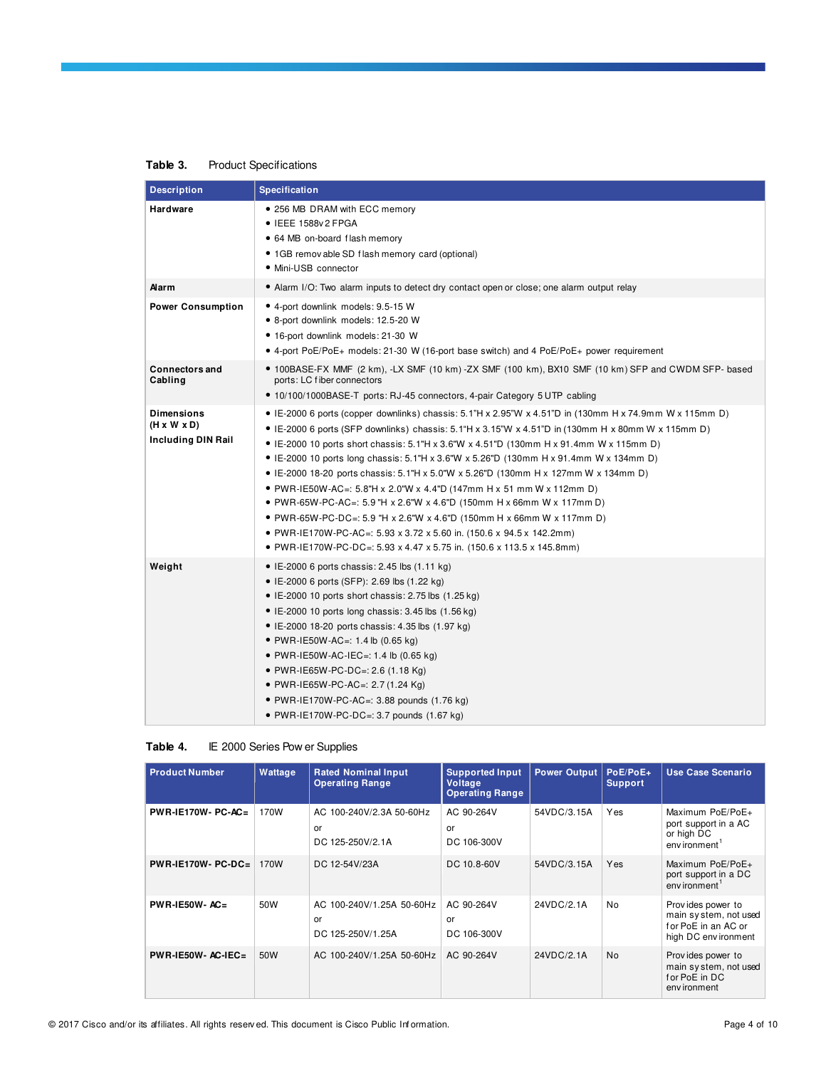**Table 3.** Product Specifications

| Description | Specification |
| --- | --- |
| **Hardware** | • 256 MB DRAM with ECC memory<br>• IEEE 1588v2 FPGA<br>• 64 MB on-board flash memory<br>• 1GB removable SD flash memory card (optional)<br>• Mini-USB connector |
| **Alarm** | • Alarm I/O: Two alarm inputs to detect dry contact open or close; one alarm output relay |
| **Power Consumption** | • 4-port downlink models: 9.5-15 W<br>• 8-port downlink models: 12.5-20 W<br>• 16-port downlink models: 21-30 W<br>• 4-port PoE/PoE+ models: 21-30 W (16-port base switch) and 4 PoE/PoE+ power requirement |
| **Connectors and Cabling** | • 100BASE-FX MMF (2 km), -LX SMF (10 km) -ZX SMF (100 km), BX10 SMF (10 km) SFP and CWDM SFP- based ports: LC fiber connectors<br>• 10/100/1000BASE-T ports: RJ-45 connectors, 4-pair Category 5 UTP cabling |
| **Dimensions (H x W x D) Including DIN Rail** | • IE-2000 6 ports (copper downlinks) chassis: 5.1"H x 2.95"W x 4.51"D in (130mm H x 74.9mm W x 115mm D)<br>• IE-2000 6 ports (SFP downlinks) chassis: 5.1"H x 3.15"W x 4.51"D in (130mm H x 80mm W x 115mm D)<br>• IE-2000 10 ports short chassis: 5.1"H x 3.6"W x 4.51"D (130mm H x 91.4mm W x 115mm D)<br>• IE-2000 10 ports long chassis: 5.1"H x 3.6"W x 5.26"D (130mm H x 91.4mm W x 134mm D)<br>• IE-2000 18-20 ports chassis: 5.1"H x 5.0"W x 5.26"D (130mm H x 127mm W x 134mm D)<br>• PWR-IE50W-AC=: 5.8"H x 2.0"W x 4.4"D (147mm H x 51 mm W x 112mm D)<br>• PWR-65W-PC-AC=: 5.9 "H x 2.6"W x 4.6"D (150mm H x 66mm W x 117mm D)<br>• PWR-65W-PC-DC=: 5.9 "H x 2.6"W x 4.6"D (150mm H x 66mm W x 117mm D)<br>• PWR-IE170W-PC-AC=: 5.93 x 3.72 x 5.60 in. (150.6 x 94.5 x 142.2mm)<br>• PWR-IE170W-PC-DC=: 5.93 x 4.47 x 5.75 in. (150.6 x 113.5 x 145.8mm) |
| **Weight** | • IE-2000 6 ports chassis: 2.45 lbs (1.11 kg)<br>• IE-2000 6 ports (SFP): 2.69 lbs (1.22 kg)<br>• IE-2000 10 ports short chassis: 2.75 lbs (1.25 kg)<br>• IE-2000 10 ports long chassis: 3.45 lbs (1.56 kg)<br>• IE-2000 18-20 ports chassis: 4.35 lbs (1.97 kg)<br>• PWR-IE50W-AC=: 1.4 lb (0.65 kg)<br>• PWR-IE50W-AC-IEC=: 1.4 lb (0.65 kg)<br>• PWR-IE65W-PC-DC=: 2.6 (1.18 Kg)<br>• PWR-IE65W-PC-AC=: 2.7 (1.24 Kg)<br>• PWR-IE170W-PC-AC=: 3.88 pounds (1.76 kg)<br>• PWR-IE170W-PC-DC=: 3.7 pounds (1.67 kg) |

**Table 4.** IE 2000 Series Power Supplies

| Product Number | Wattage | Rated Nominal Input Operating Range | Supported Input Voltage Operating Range | Power Output | PoE/PoE+ Support | Use Case Scenario |
| --- | --- | --- | --- | --- | --- | --- |
| **PWR-IE170W- PC-AC=** | 170W | AC 100-240V/2.3A 50-60Hz<br>or<br>DC 125-250V/2.1A | AC 90-264V<br>or<br>DC 106-300V | 54VDC/3.15A | Yes | Maximum PoE/PoE+ port support in a AC or high DC environment[1] |
| **PWR-IE170W- PC-DC=** | 170W | DC 12-54V/23A | DC 10.8-60V | 54VDC/3.15A | Yes | Maximum PoE/PoE+ port support in a DC environment[1] |
| **PWR-IE50W- AC=** | 50W | AC 100-240V/1.25A 50-60Hz<br>or<br>DC 125-250V/1.25A | AC 90-264V<br>or<br>DC 106-300V | 24VDC/2.1A | No | Provides power to main system, not used for PoE in an AC or high DC environment |
| **PWR-IE50W- AC-IEC=** | 50W | AC 100-240V/1.25A 50-60Hz | AC 90-264V | 24VDC/2.1A | No | Provides power to main system, not used for PoE in DC environment |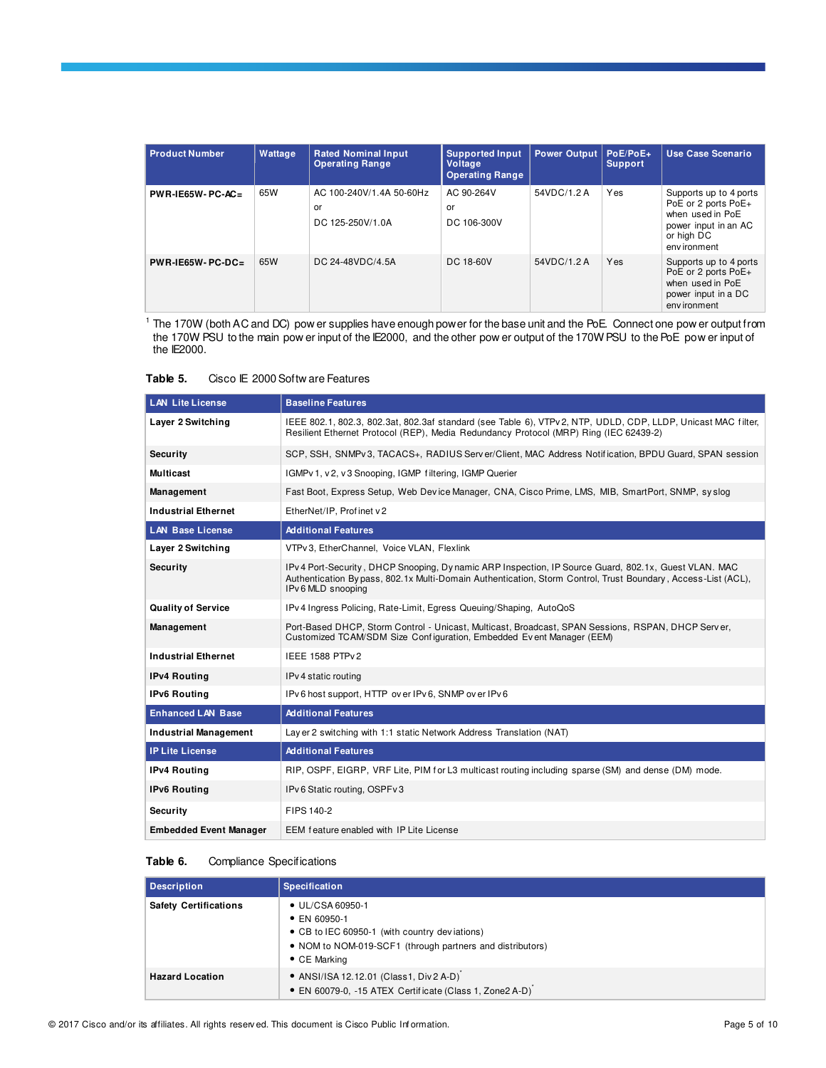| Product Number | Wattage | Rated Nominal Input Operating Range | Supported Input Voltage Operating Range | Power Output | PoE/PoE+ Support | Use Case Scenario |
| --- | --- | --- | --- | --- | --- | --- |
| **PWR-IE65W-PC-AC=** | 65W | AC 100-240V/1.4A 50-60Hz<br>or<br>DC 125-250V/1.0A | AC 90-264V<br>or<br>DC 106-300V | 54VDC/1.2 A | Yes | Supports up to 4 ports PoE or 2 ports PoE+ when used in PoE power input in an AC or high DC environment |
| **PWR-IE65W-PC-DC=** | 65W | DC 24-48VDC/4.5A | DC 18-60V | 54VDC/1.2 A | Yes | Supports up to 4 ports PoE or 2 ports PoE+ when used in PoE power input in a DC environment |

[1] The 170W (both AC and DC) power supplies have enough power for the base unit and the PoE. Connect one power output from the 170W PSU to the main power input of the IE2000, and the other power output of the 170W PSU to the PoE power input of the IE2000.

**Table 5.** Cisco IE 2000 Software Features

| LAN Lite License | Baseline Features |
| --- | --- |
| **Layer 2 Switching** | IEEE 802.1, 802.3, 802.3at, 802.3af standard (see Table 6), VTPv2, NTP, UDLD, CDP, LLDP, Unicast MAC filter, Resilient Ethernet Protocol (REP), Media Redundancy Protocol (MRP) Ring (IEC 62439-2) |
| **Security** | SCP, SSH, SNMPv3, TACACS+, RADIUS Server/Client, MAC Address Notification, BPDU Guard, SPAN session |
| **Multicast** | IGMPv1, v2, v3 Snooping, IGMP filtering, IGMP Querier |
| **Management** | Fast Boot, Express Setup, Web Device Manager, CNA, Cisco Prime, LMS, MIB, SmartPort, SNMP, syslog |
| **Industrial Ethernet** | EtherNet/IP, Profinet v2 |
| **LAN Base License** | **Additional Features** |
| **Layer 2 Switching** | VTPv3, EtherChannel, Voice VLAN, Flexlink |
| **Security** | IPv4 Port-Security, DHCP Snooping, Dynamic ARP Inspection, IP Source Guard, 802.1x, Guest VLAN. MAC Authentication Bypass, 802.1x Multi-Domain Authentication, Storm Control, Trust Boundary, Access-List (ACL), IPv6 MLD snooping |
| **Quality of Service** | IPv4 Ingress Policing, Rate-Limit, Egress Queuing/Shaping, AutoQoS |
| **Management** | Port-Based DHCP, Storm Control - Unicast, Multicast, Broadcast, SPAN Sessions, RSPAN, DHCP Server, Customized TCAM/SDM Size Configuration, Embedded Event Manager (EEM) |
| **Industrial Ethernet** | IEEE 1588 PTPv2 |
| **IPv4 Routing** | IPv4 static routing |
| **IPv6 Routing** | IPv6 host support, HTTP over IPv6, SNMP over IPv6 |
| **Enhanced LAN Base** | **Additional Features** |
| **Industrial Management** | Layer 2 switching with 1:1 static Network Address Translation (NAT) |
| **IP Lite License** | **Additional Features** |
| **IPv4 Routing** | RIP, OSPF, EIGRP, VRF Lite, PIM for L3 multicast routing including sparse (SM) and dense (DM) mode. |
| **IPv6 Routing** | IPv6 Static routing, OSPFv3 |
| **Security** | FIPS 140-2 |
| **Embedded Event Manager** | EEM feature enabled with IP Lite License |

**Table 6.** Compliance Specifications

| Description | Specification |
| --- | --- |
| **Safety Certifications** | • UL/CSA 60950-1<br>• EN 60950-1<br>• CB to IEC 60950-1 (with country deviations)<br>• NOM to NOM-019-SCF1 (through partners and distributors)<br>• CE Marking |
| **Hazard Location** | • ANSI/ISA 12.12.01 (Class1, Div2 A-D)*<br>• EN 60079-0, -15 ATEX Certificate (Class 1, Zone2 A-D)* |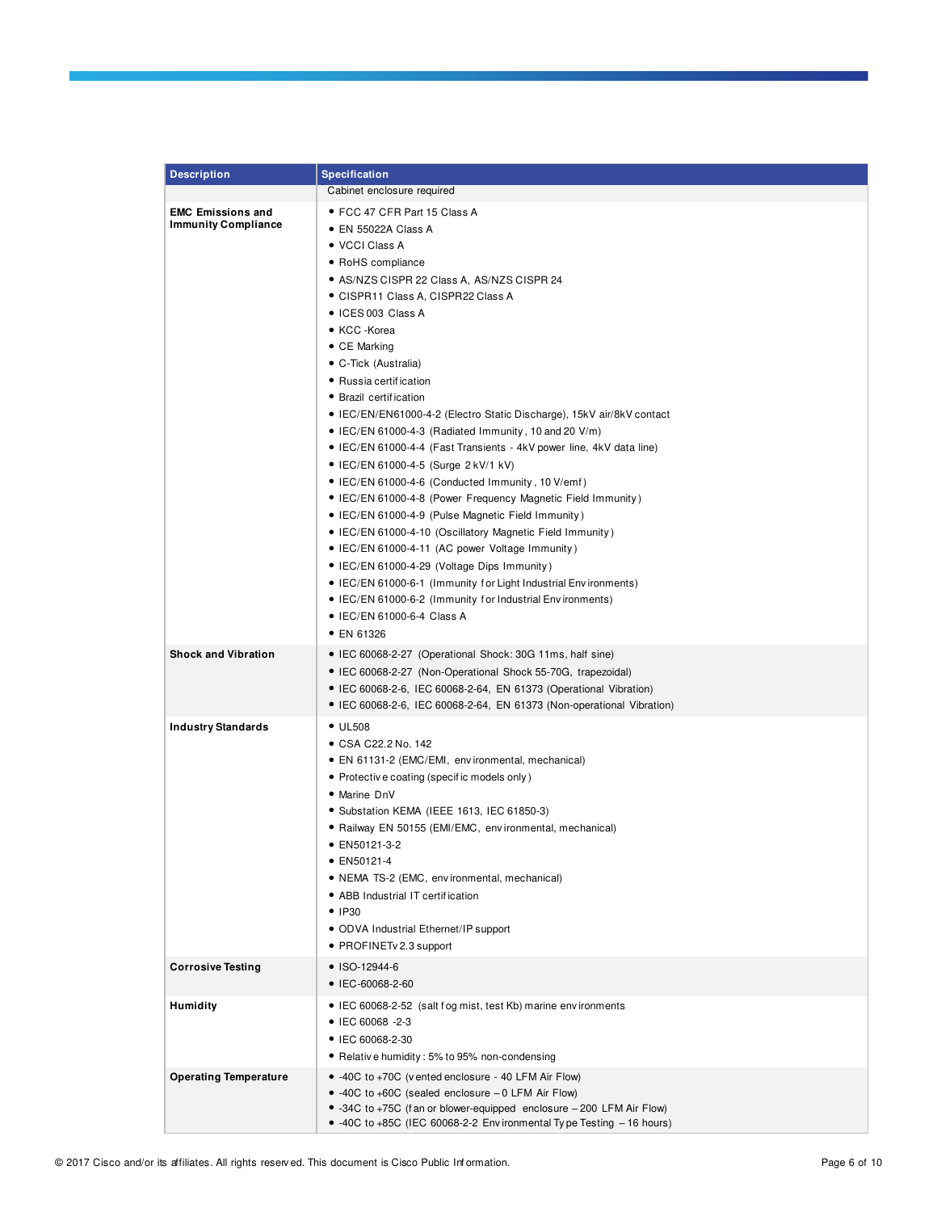| Description | Specification |
|---|---|
| | Cabinet enclosure required |
| **EMC Emissions and Immunity Compliance** | • FCC 47 CFR Part 15 Class A<br>• EN 55022A Class A<br>• VCCI Class A<br>• RoHS compliance<br>• AS/NZS CISPR 22 Class A, AS/NZS CISPR 24<br>• CISPR11 Class A, CISPR22 Class A<br>• ICES 003 Class A<br>• KCC -Korea<br>• CE Marking<br>• C-Tick (Australia)<br>• Russia certification<br>• Brazil certification<br>• IEC/EN/EN61000-4-2 (Electro Static Discharge), 15kV air/8kV contact<br>• IEC/EN 61000-4-3 (Radiated Immunity, 10 and 20 V/m)<br>• IEC/EN 61000-4-4 (Fast Transients - 4kV power line, 4kV data line)<br>• IEC/EN 61000-4-5 (Surge 2 kV/1 kV)<br>• IEC/EN 61000-4-6 (Conducted Immunity, 10 V/emf)<br>• IEC/EN 61000-4-8 (Power Frequency Magnetic Field Immunity)<br>• IEC/EN 61000-4-9 (Pulse Magnetic Field Immunity)<br>• IEC/EN 61000-4-10 (Oscillatory Magnetic Field Immunity)<br>• IEC/EN 61000-4-11 (AC power Voltage Immunity)<br>• IEC/EN 61000-4-29 (Voltage Dips Immunity)<br>• IEC/EN 61000-6-1 (Immunity for Light Industrial Environments)<br>• IEC/EN 61000-6-2 (Immunity for Industrial Environments)<br>• IEC/EN 61000-6-4 Class A<br>• EN 61326 |
| **Shock and Vibration** | • IEC 60068-2-27 (Operational Shock: 30G 11ms, half sine)<br>• IEC 60068-2-27 (Non-Operational Shock 55-70G, trapezoidal)<br>• IEC 60068-2-6, IEC 60068-2-64, EN 61373 (Operational Vibration)<br>• IEC 60068-2-6, IEC 60068-2-64, EN 61373 (Non-operational Vibration) |
| **Industry Standards** | • UL508<br>• CSA C22.2 No. 142<br>• EN 61131-2 (EMC/EMI, environmental, mechanical)<br>• Protective coating (specific models only)<br>• Marine DnV<br>• Substation KEMA (IEEE 1613, IEC 61850-3)<br>• Railway EN 50155 (EMI/EMC, environmental, mechanical)<br>• EN50121-3-2<br>• EN50121-4<br>• NEMA TS-2 (EMC, environmental, mechanical)<br>• ABB Industrial IT certification<br>• IP30<br>• ODVA Industrial Ethernet/IP support<br>• PROFINETv2.3 support |
| **Corrosive Testing** | • ISO-12944-6<br>• IEC-60068-2-60 |
| **Humidity** | • IEC 60068-2-52 (salt fog mist, test Kb) marine environments<br>• IEC 60068 -2-3<br>• IEC 60068-2-30<br>• Relative humidity: 5% to 95% non-condensing |
| **Operating Temperature** | • -40C to +70C (vented enclosure - 40 LFM Air Flow)<br>• -40C to +60C (sealed enclosure – 0 LFM Air Flow)<br>• -34C to +75C (fan or blower-equipped enclosure – 200 LFM Air Flow)<br>• -40C to +85C (IEC 60068-2-2 Environmental Type Testing – 16 hours) |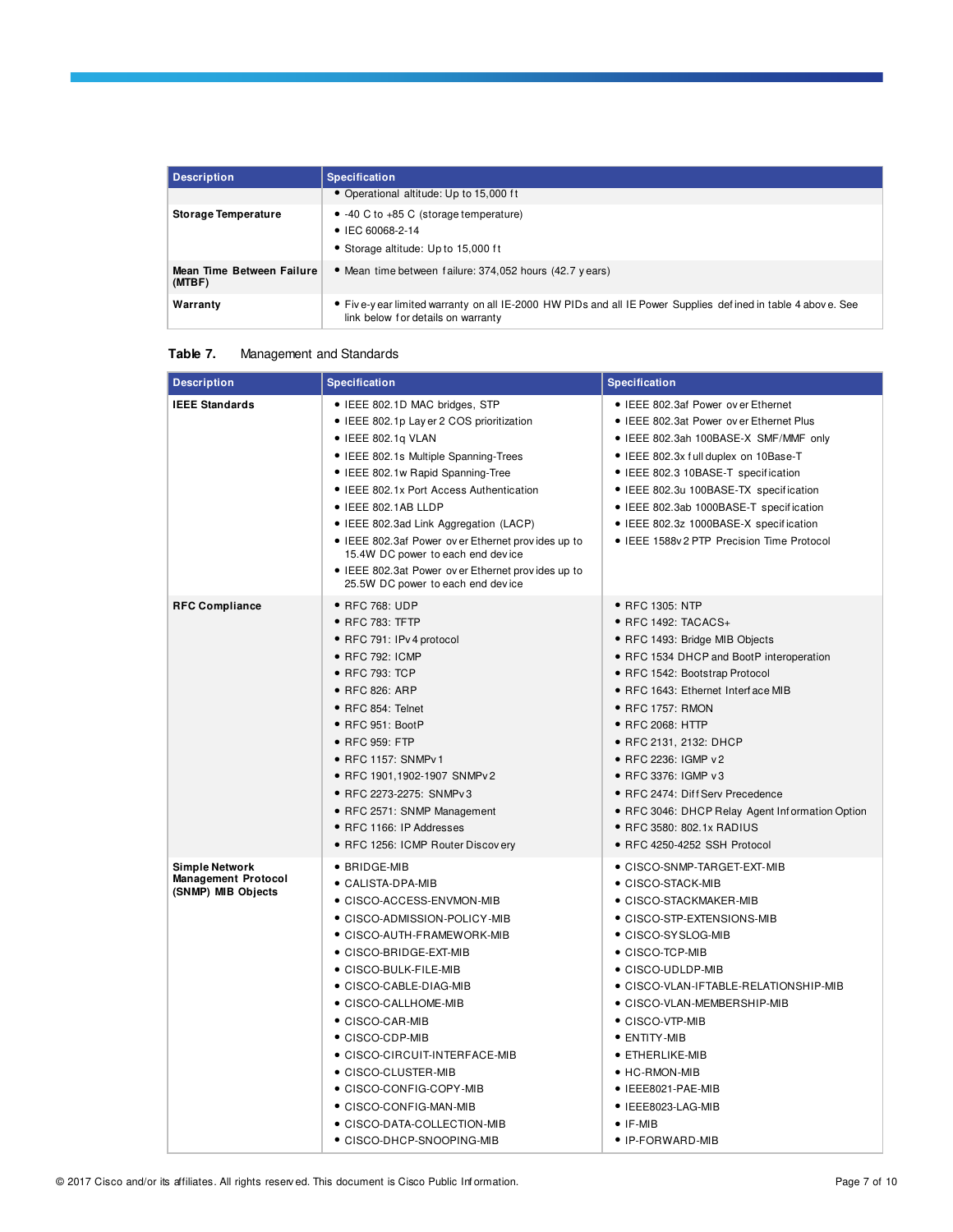| Description | Specification |
| --- | --- |
| | • Operational altitude: Up to 15,000 ft |
| **Storage Temperature** | • -40 C to +85 C (storage temperature)<br>• IEC 60068-2-14<br>• Storage altitude: Up to 15,000 ft |
| **Mean Time Between Failure (MTBF)** | • Mean time between failure: 374,052 hours (42.7 years) |
| **Warranty** | • Five-year limited warranty on all IE-2000 HW PIDs and all IE Power Supplies defined in table 4 above. See link below for details on warranty |

**Table 7.** Management and Standards

| Description | Specification | Specification |
| --- | --- | --- |
| **IEEE Standards** | • IEEE 802.1D MAC bridges, STP<br>• IEEE 802.1p Layer 2 COS prioritization<br>• IEEE 802.1q VLAN<br>• IEEE 802.1s Multiple Spanning-Trees<br>• IEEE 802.1w Rapid Spanning-Tree<br>• IEEE 802.1x Port Access Authentication<br>• IEEE 802.1AB LLDP<br>• IEEE 802.3ad Link Aggregation (LACP)<br>• IEEE 802.3af Power over Ethernet provides up to 15.4W DC power to each end device<br>• IEEE 802.3at Power over Ethernet provides up to 25.5W DC power to each end device | • IEEE 802.3af Power over Ethernet<br>• IEEE 802.3at Power over Ethernet Plus<br>• IEEE 802.3ah 100BASE-X SMF/MMF only<br>• IEEE 802.3x full duplex on 10Base-T<br>• IEEE 802.3 10BASE-T specification<br>• IEEE 802.3u 100BASE-TX specification<br>• IEEE 802.3ab 1000BASE-T specification<br>• IEEE 802.3z 1000BASE-X specification<br>• IEEE 1588v2 PTP Precision Time Protocol |
| **RFC Compliance** | • RFC 768: UDP<br>• RFC 783: TFTP<br>• RFC 791: IPv4 protocol<br>• RFC 792: ICMP<br>• RFC 793: TCP<br>• RFC 826: ARP<br>• RFC 854: Telnet<br>• RFC 951: BootP<br>• RFC 959: FTP<br>• RFC 1157: SNMPv1<br>• RFC 1901,1902-1907 SNMPv2<br>• RFC 2273-2275: SNMPv3<br>• RFC 2571: SNMP Management<br>• RFC 1166: IP Addresses<br>• RFC 1256: ICMP Router Discovery | • RFC 1305: NTP<br>• RFC 1492: TACACS+<br>• RFC 1493: Bridge MIB Objects<br>• RFC 1534 DHCP and BootP interoperation<br>• RFC 1542: Bootstrap Protocol<br>• RFC 1643: Ethernet Interface MIB<br>• RFC 1757: RMON<br>• RFC 2068: HTTP<br>• RFC 2131, 2132: DHCP<br>• RFC 2236: IGMP v2<br>• RFC 3376: IGMP v3<br>• RFC 2474: DiffServ Precedence<br>• RFC 3046: DHCP Relay Agent Information Option<br>• RFC 3580: 802.1x RADIUS<br>• RFC 4250-4252 SSH Protocol |
| **Simple Network Management Protocol (SNMP) MIB Objects** | • BRIDGE-MIB<br>• CALISTA-DPA-MIB<br>• CISCO-ACCESS-ENVMON-MIB<br>• CISCO-ADMISSION-POLICY-MIB<br>• CISCO-AUTH-FRAMEWORK-MIB<br>• CISCO-BRIDGE-EXT-MIB<br>• CISCO-BULK-FILE-MIB<br>• CISCO-CABLE-DIAG-MIB<br>• CISCO-CALLHOME-MIB<br>• CISCO-CAR-MIB<br>• CISCO-CDP-MIB<br>• CISCO-CIRCUIT-INTERFACE-MIB<br>• CISCO-CLUSTER-MIB<br>• CISCO-CONFIG-COPY-MIB<br>• CISCO-CONFIG-MAN-MIB<br>• CISCO-DATA-COLLECTION-MIB<br>• CISCO-DHCP-SNOOPING-MIB | • CISCO-SNMP-TARGET-EXT-MIB<br>• CISCO-STACK-MIB<br>• CISCO-STACKMAKER-MIB<br>• CISCO-STP-EXTENSIONS-MIB<br>• CISCO-SYSLOG-MIB<br>• CISCO-TCP-MIB<br>• CISCO-UDLDP-MIB<br>• CISCO-VLAN-IFTABLE-RELATIONSHIP-MIB<br>• CISCO-VLAN-MEMBERSHIP-MIB<br>• CISCO-VTP-MIB<br>• ENTITY-MIB<br>• ETHERLIKE-MIB<br>• HC-RMON-MIB<br>• IEEE8021-PAE-MIB<br>• IEEE8023-LAG-MIB<br>• IF-MIB<br>• IP-FORWARD-MIB |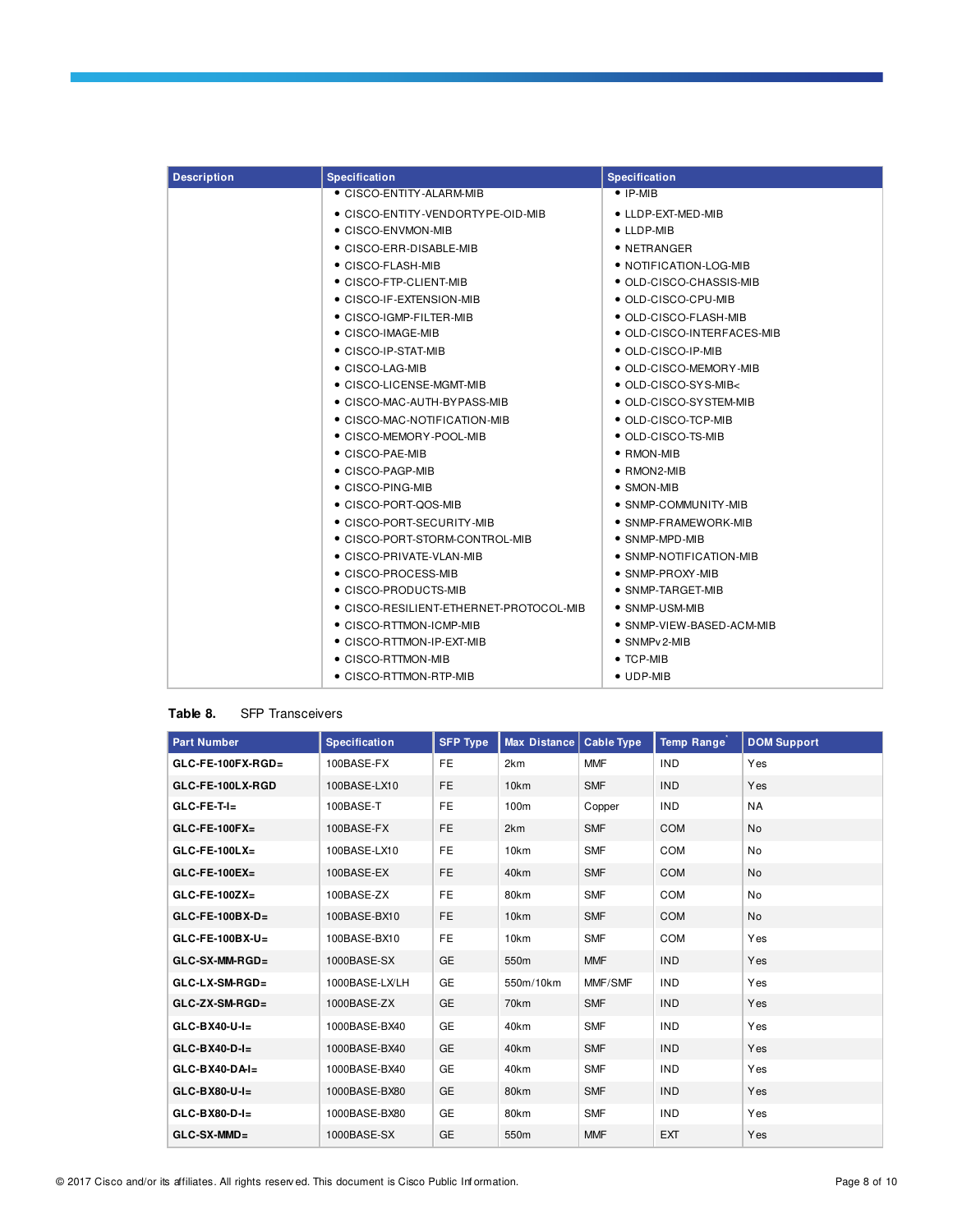| Description | Specification | Specification |
|---|---|---|
| | • CISCO-ENTITY-ALARM-MIB<br>• CISCO-ENTITY-VENDORTYPE-OID-MIB<br>• CISCO-ENVMON-MIB<br>• CISCO-ERR-DISABLE-MIB<br>• CISCO-FLASH-MIB<br>• CISCO-FTP-CLIENT-MIB<br>• CISCO-IF-EXTENSION-MIB<br>• CISCO-IGMP-FILTER-MIB<br>• CISCO-IMAGE-MIB<br>• CISCO-IP-STAT-MIB<br>• CISCO-LAG-MIB<br>• CISCO-LICENSE-MGMT-MIB<br>• CISCO-MAC-AUTH-BYPASS-MIB<br>• CISCO-MAC-NOTIFICATION-MIB<br>• CISCO-MEMORY-POOL-MIB<br>• CISCO-PAE-MIB<br>• CISCO-PAGP-MIB<br>• CISCO-PING-MIB<br>• CISCO-PORT-QOS-MIB<br>• CISCO-PORT-SECURITY-MIB<br>• CISCO-PORT-STORM-CONTROL-MIB<br>• CISCO-PRIVATE-VLAN-MIB<br>• CISCO-PROCESS-MIB<br>• CISCO-PRODUCTS-MIB<br>• CISCO-RESILIENT-ETHERNET-PROTOCOL-MIB<br>• CISCO-RTTMON-ICMP-MIB<br>• CISCO-RTTMON-IP-EXT-MIB<br>• CISCO-RTTMON-MIB<br>• CISCO-RTTMON-RTP-MIB | • IP-MIB<br>• LLDP-EXT-MED-MIB<br>• LLDP-MIB<br>• NETRANGER<br>• NOTIFICATION-LOG-MIB<br>• OLD-CISCO-CHASSIS-MIB<br>• OLD-CISCO-CPU-MIB<br>• OLD-CISCO-FLASH-MIB<br>• OLD-CISCO-INTERFACES-MIB<br>• OLD-CISCO-IP-MIB<br>• OLD-CISCO-MEMORY-MIB<br>• OLD-CISCO-SYS-MIB<<br>• OLD-CISCO-SYSTEM-MIB<br>• OLD-CISCO-TCP-MIB<br>• OLD-CISCO-TS-MIB<br>• RMON-MIB<br>• RMON2-MIB<br>• SMON-MIB<br>• SNMP-COMMUNITY-MIB<br>• SNMP-FRAMEWORK-MIB<br>• SNMP-MPD-MIB<br>• SNMP-NOTIFICATION-MIB<br>• SNMP-PROXY-MIB<br>• SNMP-TARGET-MIB<br>• SNMP-USM-MIB<br>• SNMP-VIEW-BASED-ACM-MIB<br>• SNMPv2-MIB<br>• TCP-MIB<br>• UDP-MIB |

**Table 8.** SFP Transceivers

| Part Number | Specification | SFP Type | Max Distance | Cable Type | Temp Range* | DOM Support |
|---|---|---|---|---|---|---|
| **GLC-FE-100FX-RGD=** | 100BASE-FX | FE | 2km | MMF | IND | Yes |
| **GLC-FE-100LX-RGD** | 100BASE-LX10 | FE | 10km | SMF | IND | Yes |
| **GLC-FE-T-I=** | 100BASE-T | FE | 100m | Copper | IND | NA |
| **GLC-FE-100FX=** | 100BASE-FX | FE | 2km | SMF | COM | No |
| **GLC-FE-100LX=** | 100BASE-LX10 | FE | 10km | SMF | COM | No |
| **GLC-FE-100EX=** | 100BASE-EX | FE | 40km | SMF | COM | No |
| **GLC-FE-100ZX=** | 100BASE-ZX | FE | 80km | SMF | COM | No |
| **GLC-FE-100BX-D=** | 100BASE-BX10 | FE | 10km | SMF | COM | No |
| **GLC-FE-100BX-U=** | 100BASE-BX10 | FE | 10km | SMF | COM | Yes |
| **GLC-SX-MM-RGD=** | 1000BASE-SX | GE | 550m | MMF | IND | Yes |
| **GLC-LX-SM-RGD=** | 1000BASE-LX/LH | GE | 550m/10km | MMF/SMF | IND | Yes |
| **GLC-ZX-SM-RGD=** | 1000BASE-ZX | GE | 70km | SMF | IND | Yes |
| **GLC-BX40-U-I=** | 1000BASE-BX40 | GE | 40km | SMF | IND | Yes |
| **GLC-BX40-D-I=** | 1000BASE-BX40 | GE | 40km | SMF | IND | Yes |
| **GLC-BX40-DA-I=** | 1000BASE-BX40 | GE | 40km | SMF | IND | Yes |
| **GLC-BX80-U-I=** | 1000BASE-BX80 | GE | 80km | SMF | IND | Yes |
| **GLC-BX80-D-I=** | 1000BASE-BX80 | GE | 80km | SMF | IND | Yes |
| **GLC-SX-MMD=** | 1000BASE-SX | GE | 550m | MMF | EXT | Yes |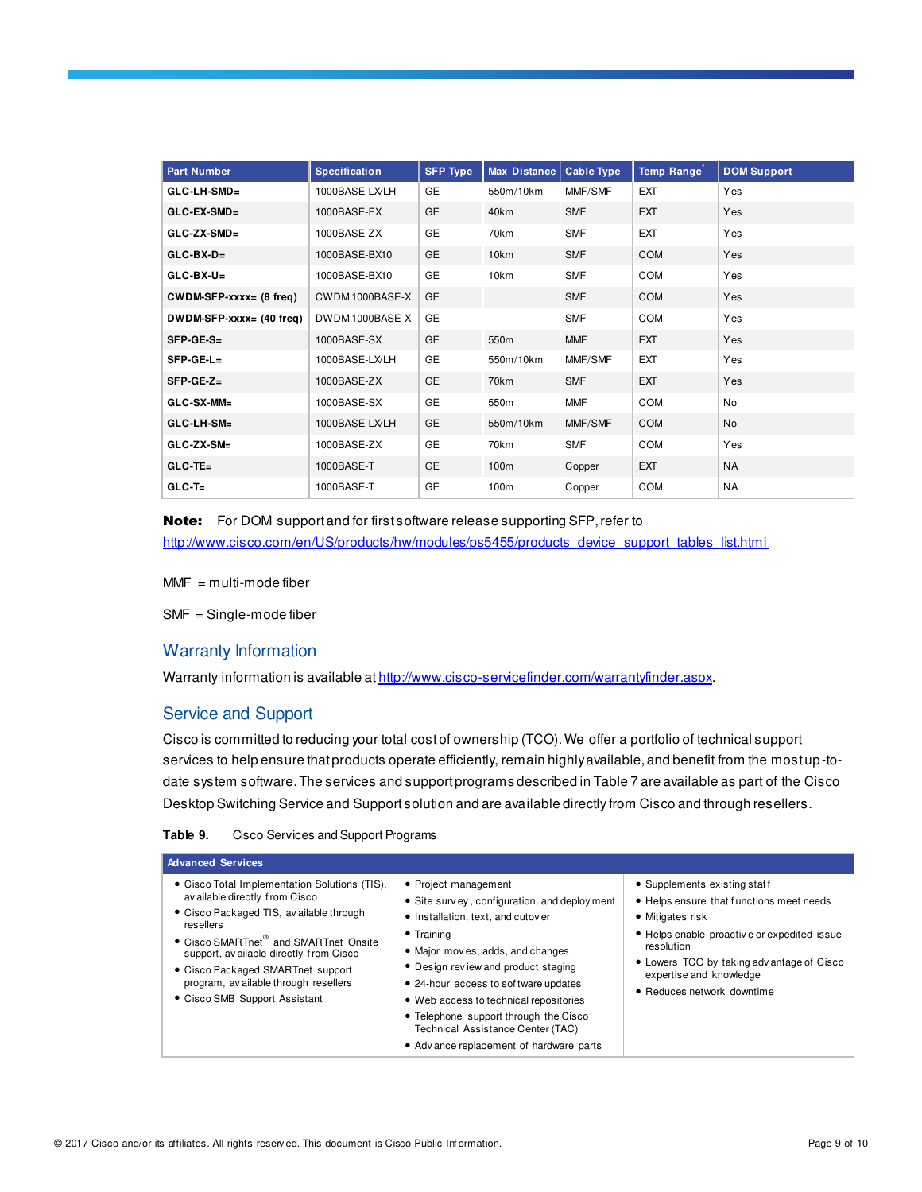| Part Number | Specification | SFP Type | Max Distance | Cable Type | Temp Range* | DOM Support |
|---|---|---|---|---|---|---|
| **GLC-LH-SMD=** | 1000BASE-LX/LH | GE | 550m/10km | MMF/SMF | EXT | Yes |
| **GLC-EX-SMD=** | 1000BASE-EX | GE | 40km | SMF | EXT | Yes |
| **GLC-ZX-SMD=** | 1000BASE-ZX | GE | 70km | SMF | EXT | Yes |
| **GLC-BX-D=** | 1000BASE-BX10 | GE | 10km | SMF | COM | Yes |
| **GLC-BX-U=** | 1000BASE-BX10 | GE | 10km | SMF | COM | Yes |
| **CWDM-SFP-xxxx= (8 freq)** | CWDM 1000BASE-X | GE | | SMF | COM | Yes |
| **DWDM-SFP-xxxx= (40 freq)** | DWDM 1000BASE-X | GE | | SMF | COM | Yes |
| **SFP-GE-S=** | 1000BASE-SX | GE | 550m | MMF | EXT | Yes |
| **SFP-GE-L=** | 1000BASE-LX/LH | GE | 550m/10km | MMF/SMF | EXT | Yes |
| **SFP-GE-Z=** | 1000BASE-ZX | GE | 70km | SMF | EXT | Yes |
| **GLC-SX-MM=** | 1000BASE-SX | GE | 550m | MMF | COM | No |
| **GLC-LH-SM=** | 1000BASE-LX/LH | GE | 550m/10km | MMF/SMF | COM | No |
| **GLC-ZX-SM=** | 1000BASE-ZX | GE | 70km | SMF | COM | Yes |
| **GLC-TE=** | 1000BASE-T | GE | 100m | Copper | EXT | NA |
| **GLC-T=** | 1000BASE-T | GE | 100m | Copper | COM | NA |

**Note:** For DOM support and for first software release supporting SFP, refer to http://www.cisco.com/en/US/products/hw/modules/ps5455/products_device_support_tables_list.html

MMF = multi-mode fiber

SMF = Single-mode fiber

## Warranty Information

Warranty information is available at http://www.cisco-servicefinder.com/warrantyfinder.aspx.

## Service and Support

Cisco is committed to reducing your total cost of ownership (TCO). We offer a portfolio of technical support services to help ensure that products operate efficiently, remain highly available, and benefit from the most up-to-date system software. The services and support programs described in Table 7 are available as part of the Cisco Desktop Switching Service and Support solution and are available directly from Cisco and through resellers.

**Table 9.** Cisco Services and Support Programs

| Advanced Services | | |
|---|---|---|
| • Cisco Total Implementation Solutions (TIS), available directly from Cisco<br>• Cisco Packaged TIS, available through resellers<br>• Cisco SMARTnet® and SMARTnet Onsite support, available directly from Cisco<br>• Cisco Packaged SMARTnet support program, available through resellers<br>• Cisco SMB Support Assistant | • Project management<br>• Site survey, configuration, and deployment<br>• Installation, text, and cutover<br>• Training<br>• Major moves, adds, and changes<br>• Design review and product staging<br>• 24-hour access to software updates<br>• Web access to technical repositories<br>• Telephone support through the Cisco Technical Assistance Center (TAC)<br>• Advance replacement of hardware parts | • Supplements existing staff<br>• Helps ensure that functions meet needs<br>• Mitigates risk<br>• Helps enable proactive or expedited issue resolution<br>• Lowers TCO by taking advantage of Cisco expertise and knowledge<br>• Reduces network downtime |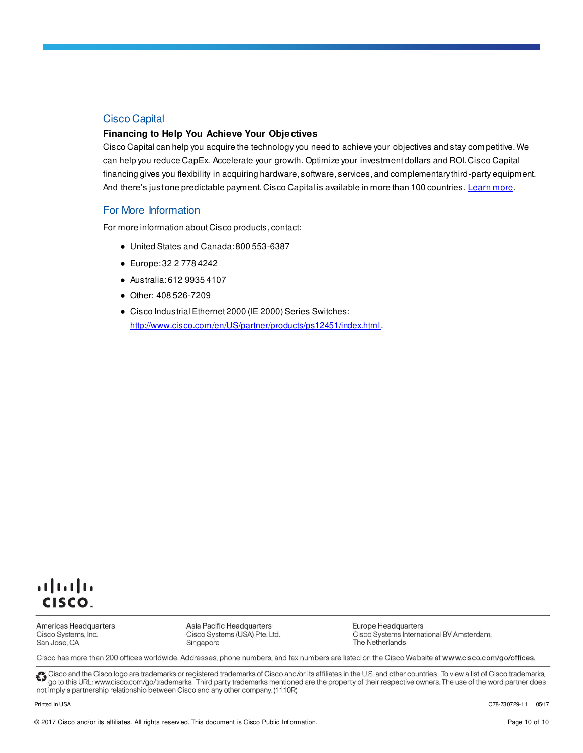## Cisco Capital

**Financing to Help You Achieve Your Objectives**

Cisco Capital can help you acquire the technology you need to achieve your objectives and stay competitive. We can help you reduce CapEx. Accelerate your growth. Optimize your investment dollars and ROI. Cisco Capital financing gives you flexibility in acquiring hardware, software, services, and complementary third-party equipment. And there's just one predictable payment. Cisco Capital is available in more than 100 countries. Learn more.

## For More Information

For more information about Cisco products, contact:

- United States and Canada: 800 553-6387
- Europe: 32 2 778 4242
- Australia: 612 9935 4107
- Other: 408 526-7209
- Cisco Industrial Ethernet 2000 (IE 2000) Series Switches: http://www.cisco.com/en/US/partner/products/ps12451/index.html.

Americas Headquarters
Cisco Systems, Inc.
San Jose, CA

Asia Pacific Headquarters
Cisco Systems (USA) Pte. Ltd.
Singapore

Europe Headquarters
Cisco Systems International BV Amsterdam,
The Netherlands

Cisco has more than 200 offices worldwide. Addresses, phone numbers, and fax numbers are listed on the Cisco Website at www.cisco.com/go/offices.

Cisco and the Cisco logo are trademarks or registered trademarks of Cisco and/or its affiliates in the U.S. and other countries. To view a list of Cisco trademarks, go to this URL: www.cisco.com/go/trademarks. Third party trademarks mentioned are the property of their respective owners. The use of the word partner does not imply a partnership relationship between Cisco and any other company. (1110R)

Printed in USA

C78-730729-11 05/17

© 2017 Cisco and/or its affiliates. All rights reserved. This document is Cisco Public Information.